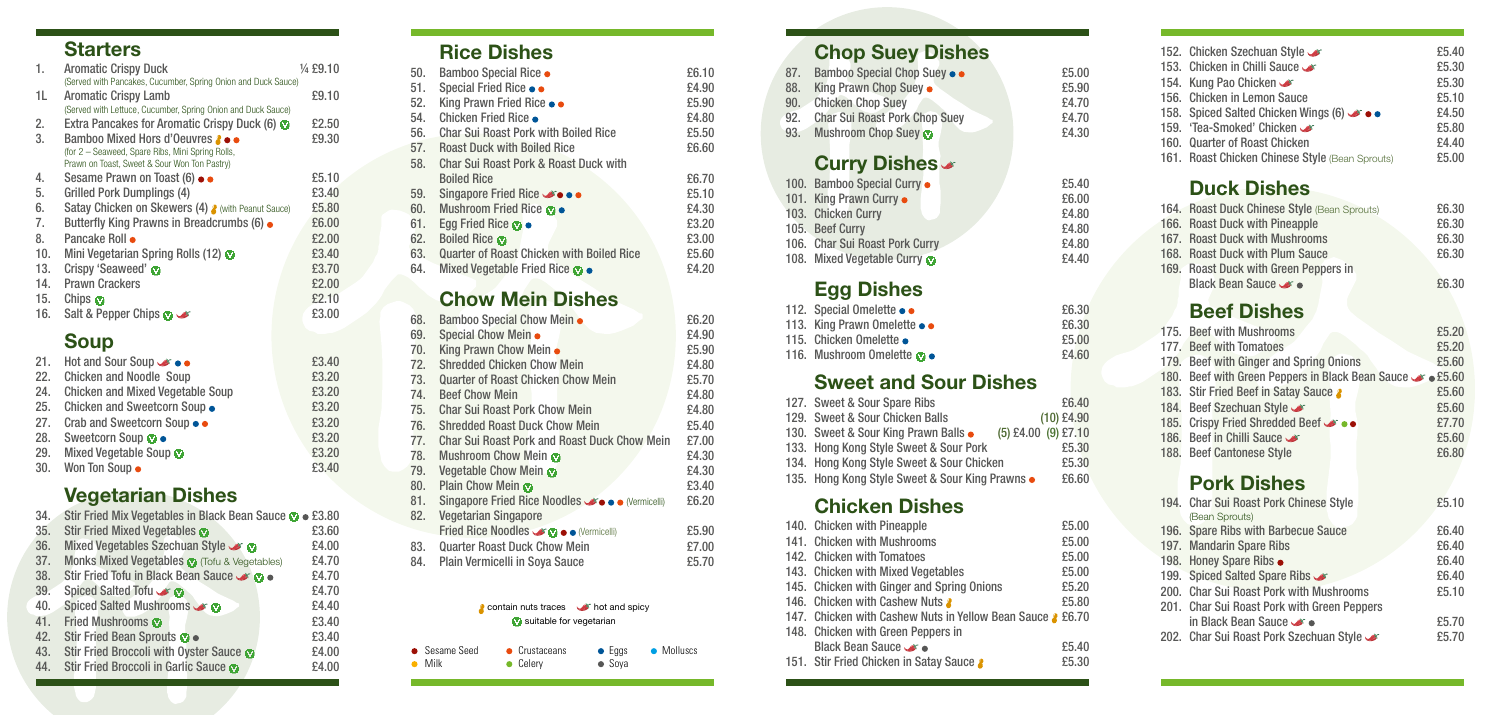## Starters

| No. | Dish | Price |
|---|---|---|
| 1. | Aromatic Crispy Duck (Served with Pancakes, Cucumber, Spring Onion and Duck Sauce) | ¼ £9.10 |
| 1L. | Aromatic Crispy Lamb (Served with Lettuce, Cucumber, Spring Onion and Duck Sauce) | £9.10 |
| 2. | Extra Pancakes for Aromatic Crispy Duck (6) (V) | £2.50 |
| 3. | Bamboo Mixed Hors d'Oeuvres (for 2 – Seaweed, Spare Ribs, Mini Spring Rolls, Prawn on Toast, Sweet & Sour Won Ton Pastry) | £9.30 |
| 4. | Sesame Prawn on Toast (6) | £5.10 |
| 5. | Grilled Pork Dumplings (4) | £3.40 |
| 6. | Satay Chicken on Skewers (4) (with Peanut Sauce) | £5.80 |
| 7. | Butterfly King Prawns in Breadcrumbs (6) | £6.00 |
| 8. | Pancake Roll | £2.00 |
| 10. | Mini Vegetarian Spring Rolls (12) (V) | £3.40 |
| 13. | Crispy 'Seaweed' (V) | £3.70 |
| 14. | Prawn Crackers | £2.00 |
| 15. | Chips (V) | £2.10 |
| 16. | Salt & Pepper Chips (V) (hot and spicy) | £3.00 |

## Soup

| No. | Dish | Price |
|---|---|---|
| 21. | Hot and Sour Soup (hot and spicy) | £3.40 |
| 22. | Chicken and Noodle Soup | £3.20 |
| 24. | Chicken and Mixed Vegetable Soup | £3.20 |
| 25. | Chicken and Sweetcorn Soup | £3.20 |
| 27. | Crab and Sweetcorn Soup | £3.20 |
| 28. | Sweetcorn Soup (V) | £3.20 |
| 29. | Mixed Vegetable Soup (V) | £3.20 |
| 30. | Won Ton Soup | £3.40 |

## Vegetarian Dishes

| No. | Dish | Price |
|---|---|---|
| 34. | Stir Fried Mix Vegetables in Black Bean Sauce (V) | £3.80 |
| 35. | Stir Fried Mixed Vegetables (V) | £3.60 |
| 36. | Mixed Vegetables Szechuan Style (hot and spicy) (V) | £4.00 |
| 37. | Monks Mixed Vegetables (V) (Tofu & Vegetables) | £4.70 |
| 38. | Stir Fried Tofu in Black Bean Sauce (hot and spicy) (V) | £4.70 |
| 39. | Spiced Salted Tofu (hot and spicy) (V) | £4.70 |
| 40. | Spiced Salted Mushrooms (hot and spicy) (V) | £4.40 |
| 41. | Fried Mushrooms (V) | £3.40 |
| 42. | Stir Fried Bean Sprouts (V) | £3.40 |
| 43. | Stir Fried Broccoli with Oyster Sauce (V) | £4.00 |
| 44. | Stir Fried Broccoli in Garlic Sauce (V) | £4.00 |

## Rice Dishes

| No. | Dish | Price |
|---|---|---|
| 50. | Bamboo Special Rice | £6.10 |
| 51. | Special Fried Rice | £4.90 |
| 52. | King Prawn Fried Rice | £5.90 |
| 54. | Chicken Fried Rice | £4.80 |
| 56. | Char Sui Roast Pork with Boiled Rice | £5.50 |
| 57. | Roast Duck with Boiled Rice | £6.60 |
| 58. | Char Sui Roast Pork & Roast Duck with Boiled Rice | £6.70 |
| 59. | Singapore Fried Rice (hot and spicy) | £5.10 |
| 60. | Mushroom Fried Rice (V) | £4.30 |
| 61. | Egg Fried Rice (V) | £3.20 |
| 62. | Boiled Rice (V) | £3.00 |
| 63. | Quarter of Roast Chicken with Boiled Rice | £5.60 |
| 64. | Mixed Vegetable Fried Rice (V) | £4.20 |

## Chow Mein Dishes

| No. | Dish | Price |
|---|---|---|
| 68. | Bamboo Special Chow Mein | £6.20 |
| 69. | Special Chow Mein | £4.90 |
| 70. | King Prawn Chow Mein | £5.90 |
| 72. | Shredded Chicken Chow Mein | £4.80 |
| 73. | Quarter of Roast Chicken Chow Mein | £5.70 |
| 74. | Beef Chow Mein | £4.80 |
| 75. | Char Sui Roast Pork Chow Mein | £4.80 |
| 76. | Shredded Roast Duck Chow Mein | £5.40 |
| 77. | Char Sui Roast Pork and Roast Duck Chow Mein | £7.00 |
| 78. | Mushroom Chow Mein (V) | £4.30 |
| 79. | Vegetable Chow Mein (V) | £4.30 |
| 80. | Plain Chow Mein (V) | £3.40 |
| 81. | Singapore Fried Rice Noodles (hot and spicy) (Vermicelli) | £6.20 |
| 82. | Vegetarian Singapore Fried Rice Noodles (hot and spicy) (V) (Vermicelli) | £5.90 |
| 83. | Quarter Roast Duck Chow Mein | £7.00 |
| 84. | Plain Vermicelli in Soya Sauce | £5.70 |

Key: contain nuts traces · hot and spicy · (V) suitable for vegetarian

Allergens: Sesame Seed · Crustaceans · Eggs · Molluscs · Milk · Celery · Soya

## Chop Suey Dishes

| No. | Dish | Price |
|---|---|---|
| 87. | Bamboo Special Chop Suey | £5.00 |
| 88. | King Prawn Chop Suey | £5.90 |
| 90. | Chicken Chop Suey | £4.70 |
| 92. | Char Sui Roast Pork Chop Suey | £4.70 |
| 93. | Mushroom Chop Suey (V) | £4.30 |

## Curry Dishes (hot and spicy)

| No. | Dish | Price |
|---|---|---|
| 100. | Bamboo Special Curry | £5.40 |
| 101. | King Prawn Curry | £6.00 |
| 103. | Chicken Curry | £4.80 |
| 105. | Beef Curry | £4.80 |
| 106. | Char Sui Roast Pork Curry | £4.80 |
| 108. | Mixed Vegetable Curry (V) | £4.40 |

## Egg Dishes

| No. | Dish | Price |
|---|---|---|
| 112. | Special Omelette | £6.30 |
| 113. | King Prawn Omelette | £6.30 |
| 115. | Chicken Omelette | £5.00 |
| 116. | Mushroom Omelette (V) | £4.60 |

## Sweet and Sour Dishes

| No. | Dish | Price |
|---|---|---|
| 127. | Sweet & Sour Spare Ribs | £6.40 |
| 129. | Sweet & Sour Chicken Balls | (10) £4.90 |
| 130. | Sweet & Sour King Prawn Balls | (5) £4.00 (9) £7.10 |
| 133. | Hong Kong Style Sweet & Sour Pork | £5.30 |
| 134. | Hong Kong Style Sweet & Sour Chicken | £5.30 |
| 135. | Hong Kong Style Sweet & Sour King Prawns | £6.60 |

## Chicken Dishes

| No. | Dish | Price |
|---|---|---|
| 140. | Chicken with Pineapple | £5.00 |
| 141. | Chicken with Mushrooms | £5.00 |
| 142. | Chicken with Tomatoes | £5.00 |
| 143. | Chicken with Mixed Vegetables | £5.00 |
| 145. | Chicken with Ginger and Spring Onions | £5.20 |
| 146. | Chicken with Cashew Nuts | £5.80 |
| 147. | Chicken with Cashew Nuts in Yellow Bean Sauce | £6.70 |
| 148. | Chicken with Green Peppers in Black Bean Sauce (hot and spicy) | £5.40 |
| 151. | Stir Fried Chicken in Satay Sauce | £5.30 |
| 152. | Chicken Szechuan Style (hot and spicy) | £5.40 |
| 153. | Chicken in Chilli Sauce (hot and spicy) | £5.30 |
| 154. | Kung Pao Chicken (hot and spicy) | £5.30 |
| 156. | Chicken in Lemon Sauce | £5.10 |
| 158. | Spiced Salted Chicken Wings (6) (hot and spicy) | £4.50 |
| 159. | 'Tea-Smoked' Chicken (hot and spicy) | £5.80 |
| 160. | Quarter of Roast Chicken | £4.40 |
| 161. | Roast Chicken Chinese Style (Bean Sprouts) | £5.00 |

## Duck Dishes

| No. | Dish | Price |
|---|---|---|
| 164. | Roast Duck Chinese Style (Bean Sprouts) | £6.30 |
| 166. | Roast Duck with Pineapple | £6.30 |
| 167. | Roast Duck with Mushrooms | £6.30 |
| 168. | Roast Duck with Plum Sauce | £6.30 |
| 169. | Roast Duck with Green Peppers in Black Bean Sauce (hot and spicy) | £6.30 |

## Beef Dishes

| No. | Dish | Price |
|---|---|---|
| 175. | Beef with Mushrooms | £5.20 |
| 177. | Beef with Tomatoes | £5.20 |
| 179. | Beef with Ginger and Spring Onions | £5.60 |
| 180. | Beef with Green Peppers in Black Bean Sauce (hot and spicy) | £5.60 |
| 183. | Stir Fried Beef in Satay Sauce | £5.60 |
| 184. | Beef Szechuan Style (hot and spicy) | £5.60 |
| 185. | Crispy Fried Shredded Beef (hot and spicy) | £7.70 |
| 186. | Beef in Chilli Sauce (hot and spicy) | £5.60 |
| 188. | Beef Cantonese Style | £6.80 |

## Pork Dishes

| No. | Dish | Price |
|---|---|---|
| 194. | Char Sui Roast Pork Chinese Style (Bean Sprouts) | £5.10 |
| 196. | Spare Ribs with Barbecue Sauce | £6.40 |
| 197. | Mandarin Spare Ribs | £6.40 |
| 198. | Honey Spare Ribs | £6.40 |
| 199. | Spiced Salted Spare Ribs (hot and spicy) | £6.40 |
| 200. | Char Sui Roast Pork with Mushrooms | £5.10 |
| 201. | Char Sui Roast Pork with Green Peppers in Black Bean Sauce (hot and spicy) | £5.70 |
| 202. | Char Sui Roast Pork Szechuan Style (hot and spicy) | £5.70 |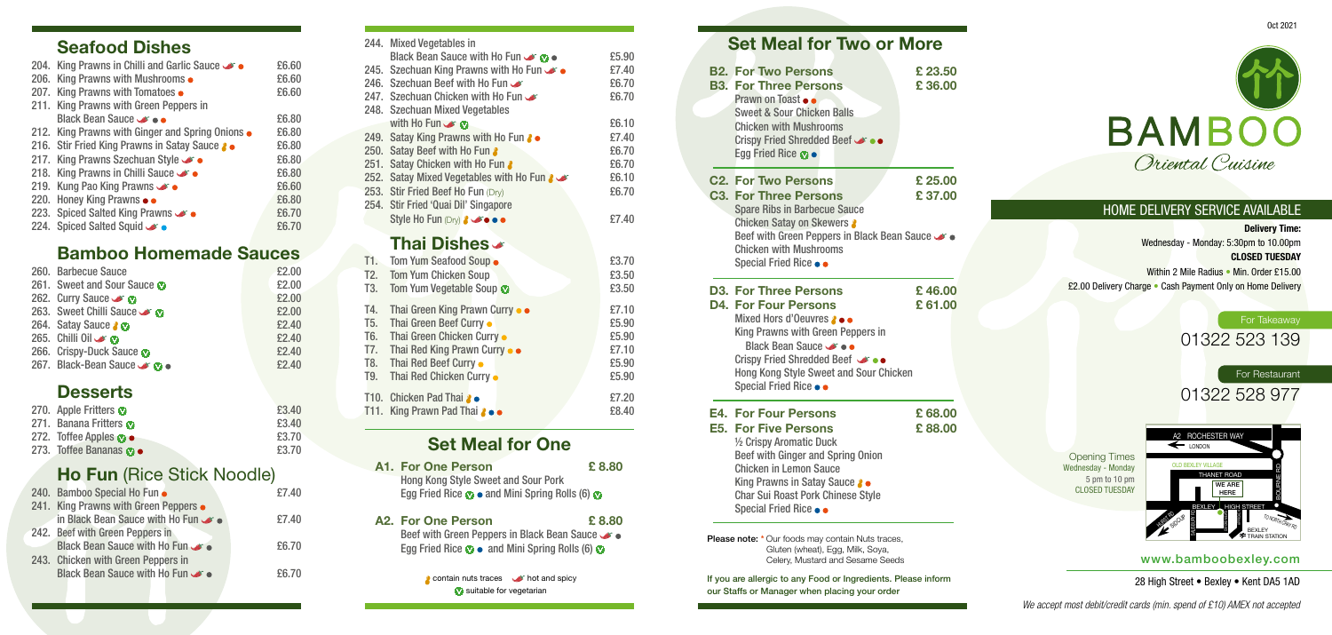## Seafood Dishes

| | |
|---|---|
| 204. King Prawns in Chilli and Garlic Sauce | £6.60 |
| 206. King Prawns with Mushrooms | £6.60 |
| 207. King Prawns with Tomatoes | £6.60 |
| 211. King Prawns with Green Peppers in Black Bean Sauce | £6.80 |
| 212. King Prawns with Ginger and Spring Onions | £6.80 |
| 216. Stir Fried King Prawns in Satay Sauce | £6.80 |
| 217. King Prawns Szechuan Style | £6.80 |
| 218. King Prawns in Chilli Sauce | £6.80 |
| 219. Kung Pao King Prawns | £6.60 |
| 220. Honey King Prawns | £6.80 |
| 223. Spiced Salted King Prawns | £6.70 |
| 224. Spiced Salted Squid | £6.70 |

## Bamboo Homemade Sauces

| | |
|---|---|
| 260. Barbecue Sauce | £2.00 |
| 261. Sweet and Sour Sauce | £2.00 |
| 262. Curry Sauce | £2.00 |
| 263. Sweet Chilli Sauce | £2.00 |
| 264. Satay Sauce | £2.40 |
| 265. Chilli Oil | £2.40 |
| 266. Crispy-Duck Sauce | £2.40 |
| 267. Black-Bean Sauce | £2.40 |

## Desserts

| | |
|---|---|
| 270. Apple Fritters | £3.40 |
| 271. Banana Fritters | £3.40 |
| 272. Toffee Apples | £3.70 |
| 273. Toffee Bananas | £3.70 |

## Ho Fun (Rice Stick Noodle)

| | |
|---|---|
| 240. Bamboo Special Ho Fun | £7.40 |
| 241. King Prawns with Green Peppers in Black Bean Sauce with Ho Fun | £7.40 |
| 242. Beef with Green Peppers in Black Bean Sauce with Ho Fun | £6.70 |
| 243. Chicken with Green Peppers in Black Bean Sauce with Ho Fun | £6.70 |
| 244. Mixed Vegetables in Black Bean Sauce with Ho Fun | £5.90 |
| 245. Szechuan King Prawns with Ho Fun | £7.40 |
| 246. Szechuan Beef with Ho Fun | £6.70 |
| 247. Szechuan Chicken with Ho Fun | £6.70 |
| 248. Szechuan Mixed Vegetables with Ho Fun | £6.10 |
| 249. Satay King Prawns with Ho Fun | £7.40 |
| 250. Satay Beef with Ho Fun | £6.70 |
| 251. Satay Chicken with Ho Fun | £6.70 |
| 252. Satay Mixed Vegetables with Ho Fun | £6.10 |
| 253. Stir Fried Beef Ho Fun (Dry) | £6.70 |
| 254. Stir Fried 'Quai Dil' Singapore Style Ho Fun (Dry) | £7.40 |

## Thai Dishes

| | |
|---|---|
| T1. Tom Yum Seafood Soup | £3.70 |
| T2. Tom Yum Chicken Soup | £3.50 |
| T3. Tom Yum Vegetable Soup | £3.50 |
| T4. Thai Green King Prawn Curry | £7.10 |
| T5. Thai Green Beef Curry | £5.90 |
| T6. Thai Green Chicken Curry | £5.90 |
| T7. Thai Red King Prawn Curry | £7.10 |
| T8. Thai Red Beef Curry | £5.90 |
| T9. Thai Red Chicken Curry | £5.90 |
| T10. Chicken Pad Thai | £7.20 |
| T11. King Prawn Pad Thai | £8.40 |

## Set Meal for One

**A1. For One Person** £ 8.80
Hong Kong Style Sweet and Sour Pork
Egg Fried Rice and Mini Spring Rolls (6)

**A2. For One Person** £ 8.80
Beef with Green Peppers in Black Bean Sauce
Egg Fried Rice and Mini Spring Rolls (6)

contain nuts traces · hot and spicy · suitable for vegetarian

## Set Meal for Two or More

**B2. For Two Persons** £ 23.50
**B3. For Three Persons** £ 36.00
Prawn on Toast
Sweet & Sour Chicken Balls
Chicken with Mushrooms
Crispy Fried Shredded Beef
Egg Fried Rice

**C2. For Two Persons** £ 25.00
**C3. For Three Persons** £ 37.00
Spare Ribs in Barbecue Sauce
Chicken Satay on Skewers
Beef with Green Peppers in Black Bean Sauce
Chicken with Mushrooms
Special Fried Rice

**D3. For Three Persons** £ 46.00
**D4. For Four Persons** £ 61.00
Mixed Hors d'Oeuvres
King Prawns with Green Peppers in Black Bean Sauce
Crispy Fried Shredded Beef
Hong Kong Style Sweet and Sour Chicken
Special Fried Rice

**E4. For Four Persons** £ 68.00
**E5. For Five Persons** £ 88.00
½ Crispy Aromatic Duck
Beef with Ginger and Spring Onion
Chicken in Lemon Sauce
King Prawns in Satay Sauce
Char Sui Roast Pork Chinese Style
Special Fried Rice

**Please note:** * Our foods may contain Nuts traces, Gluten (wheat), Egg, Milk, Soya, Celery, Mustard and Sesame Seeds

If you are allergic to any Food or Ingredients. Please inform our Staffs or Manager when placing your order

Oct 2021

# BAMBOO
*Oriental Cuisine*

## HOME DELIVERY SERVICE AVAILABLE

**Delivery Time:**
Wednesday - Monday: 5:30pm to 10.00pm
**CLOSED TUESDAY**
Within 2 Mile Radius • Min. Order £15.00
£2.00 Delivery Charge • Cash Payment Only on Home Delivery

For Takeaway
01322 523 139

For Restaurant
01322 528 977

Opening Times
Wednesday - Monday
5 pm to 10 pm
CLOSED TUESDAY

A2 ROCHESTER WAY
LONDON
OLD BEXLEY VILLAGE
THANET ROAD
WE ARE HERE
BEXLEY HIGH STREET
BEXLEY TRAIN STATION

www.bamboobexley.com

28 High Street • Bexley • Kent DA5 1AD

*We accept most debit/credit cards (min. spend of £10) AMEX not accepted*